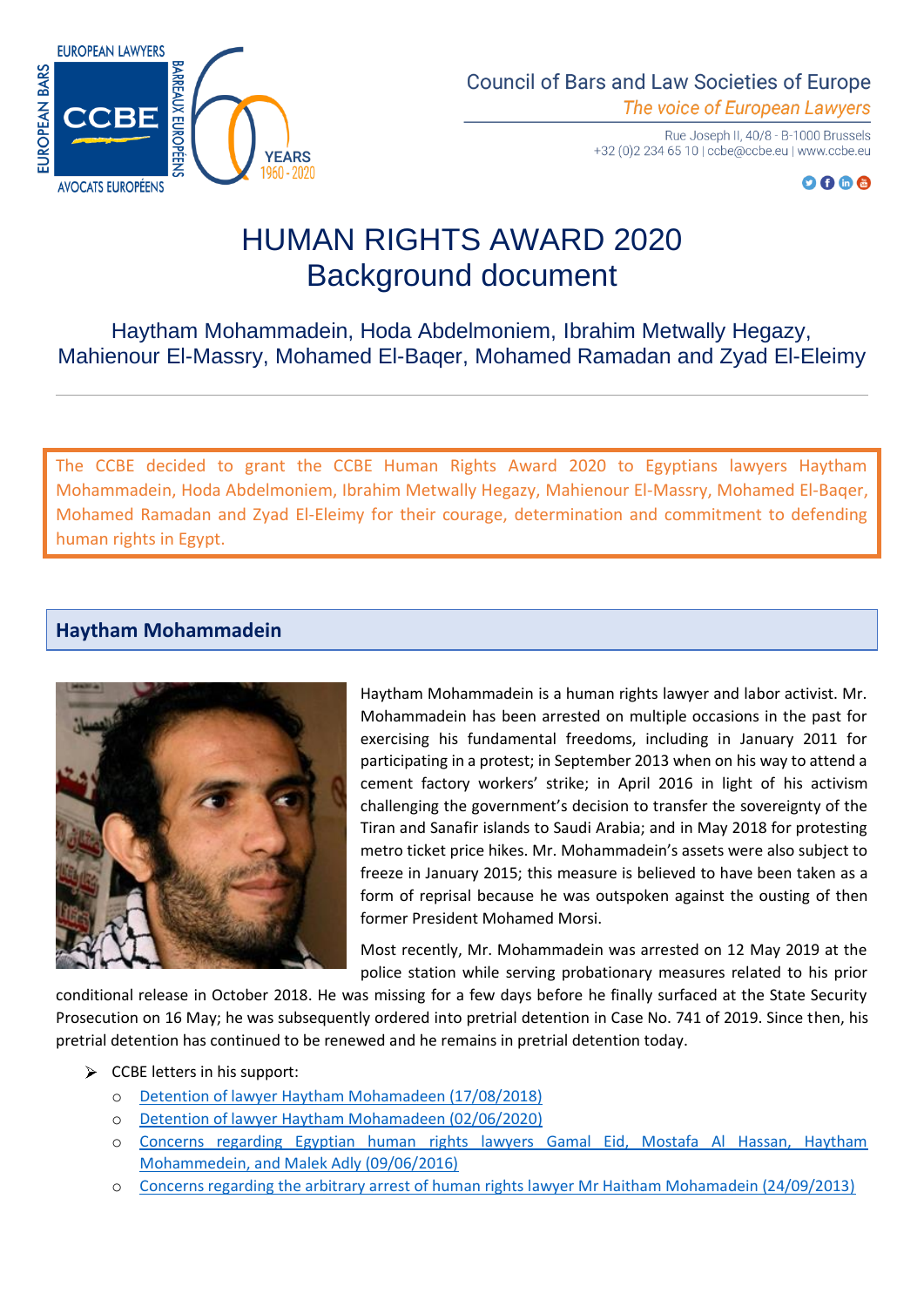Council of Bars and Law Societies of Europe
*The voice of European Lawyers*

Rue Joseph II, 40/8 - B-1000 Brussels
+32 (0)2 234 65 10 | ccbe@ccbe.eu | www.ccbe.eu

# HUMAN RIGHTS AWARD 2020
# Background document

## Haytham Mohammadein, Hoda Abdelmoniem, Ibrahim Metwally Hegazy, Mahienour El-Massry, Mohamed El-Baqer, Mohamed Ramadan and Zyad El-Eleimy

The CCBE decided to grant the CCBE Human Rights Award 2020 to Egyptians lawyers Haytham Mohammadein, Hoda Abdelmoniem, Ibrahim Metwally Hegazy, Mahienour El-Massry, Mohamed El-Baqer, Mohamed Ramadan and Zyad El-Eleimy for their courage, determination and commitment to defending human rights in Egypt.

### Haytham Mohammadein

Haytham Mohammadein is a human rights lawyer and labor activist. Mr. Mohammadein has been arrested on multiple occasions in the past for exercising his fundamental freedoms, including in January 2011 for participating in a protest; in September 2013 when on his way to attend a cement factory workers' strike; in April 2016 in light of his activism challenging the government's decision to transfer the sovereignty of the Tiran and Sanafir islands to Saudi Arabia; and in May 2018 for protesting metro ticket price hikes. Mr. Mohammadein's assets were also subject to freeze in January 2015; this measure is believed to have been taken as a form of reprisal because he was outspoken against the ousting of then former President Mohamed Morsi.

Most recently, Mr. Mohammadein was arrested on 12 May 2019 at the police station while serving probationary measures related to his prior conditional release in October 2018. He was missing for a few days before he finally surfaced at the State Security Prosecution on 16 May; he was subsequently ordered into pretrial detention in Case No. 741 of 2019. Since then, his pretrial detention has continued to be renewed and he remains in pretrial detention today.

- CCBE letters in his support:
  - Detention of lawyer Haytham Mohamadeen (17/08/2018)
  - Detention of lawyer Haytham Mohamadeen (02/06/2020)
  - Concerns regarding Egyptian human rights lawyers Gamal Eid, Mostafa Al Hassan, Haytham Mohammedein, and Malek Adly (09/06/2016)
  - Concerns regarding the arbitrary arrest of human rights lawyer Mr Haitham Mohamadein (24/09/2013)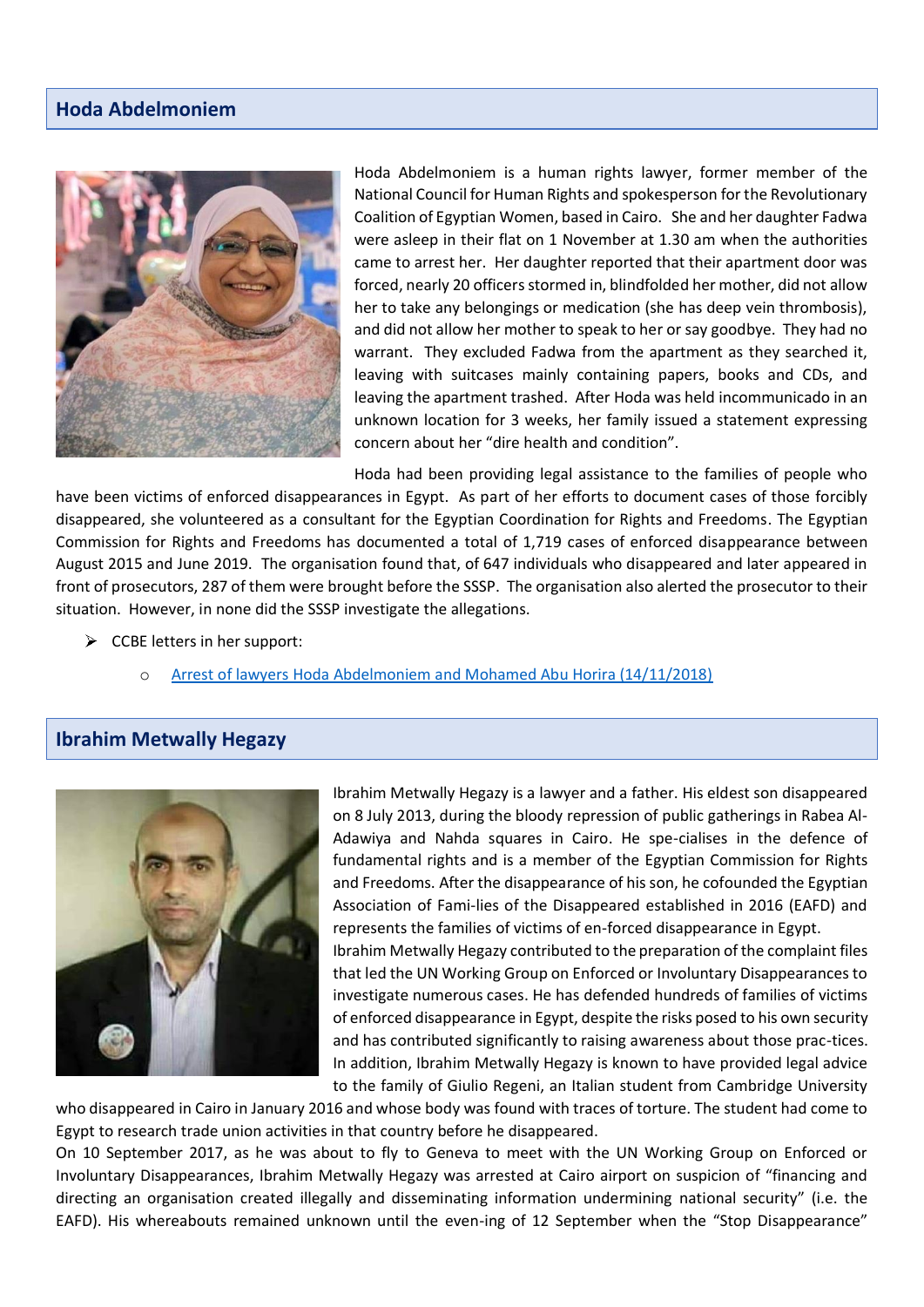## Hoda Abdelmoniem

Hoda Abdelmoniem is a human rights lawyer, former member of the National Council for Human Rights and spokesperson for the Revolutionary Coalition of Egyptian Women, based in Cairo. She and her daughter Fadwa were asleep in their flat on 1 November at 1.30 am when the authorities came to arrest her. Her daughter reported that their apartment door was forced, nearly 20 officers stormed in, blindfolded her mother, did not allow her to take any belongings or medication (she has deep vein thrombosis), and did not allow her mother to speak to her or say goodbye. They had no warrant. They excluded Fadwa from the apartment as they searched it, leaving with suitcases mainly containing papers, books and CDs, and leaving the apartment trashed. After Hoda was held incommunicado in an unknown location for 3 weeks, her family issued a statement expressing concern about her "dire health and condition".

Hoda had been providing legal assistance to the families of people who have been victims of enforced disappearances in Egypt. As part of her efforts to document cases of those forcibly disappeared, she volunteered as a consultant for the Egyptian Coordination for Rights and Freedoms. The Egyptian Commission for Rights and Freedoms has documented a total of 1,719 cases of enforced disappearance between August 2015 and June 2019. The organisation found that, of 647 individuals who disappeared and later appeared in front of prosecutors, 287 of them were brought before the SSSP. The organisation also alerted the prosecutor to their situation. However, in none did the SSSP investigate the allegations.

- CCBE letters in her support:
  - Arrest of lawyers Hoda Abdelmoniem and Mohamed Abu Horira (14/11/2018)

## Ibrahim Metwally Hegazy

Ibrahim Metwally Hegazy is a lawyer and a father. His eldest son disappeared on 8 July 2013, during the bloody repression of public gatherings in Rabea Al-Adawiya and Nahda squares in Cairo. He spe-cialises in the defence of fundamental rights and is a member of the Egyptian Commission for Rights and Freedoms. After the disappearance of his son, he cofounded the Egyptian Association of Fami-lies of the Disappeared established in 2016 (EAFD) and represents the families of victims of en-forced disappearance in Egypt.

Ibrahim Metwally Hegazy contributed to the preparation of the complaint files that led the UN Working Group on Enforced or Involuntary Disappearances to investigate numerous cases. He has defended hundreds of families of victims of enforced disappearance in Egypt, despite the risks posed to his own security and has contributed significantly to raising awareness about those prac-tices. In addition, Ibrahim Metwally Hegazy is known to have provided legal advice to the family of Giulio Regeni, an Italian student from Cambridge University who disappeared in Cairo in January 2016 and whose body was found with traces of torture. The student had come to Egypt to research trade union activities in that country before he disappeared.

On 10 September 2017, as he was about to fly to Geneva to meet with the UN Working Group on Enforced or Involuntary Disappearances, Ibrahim Metwally Hegazy was arrested at Cairo airport on suspicion of "financing and directing an organisation created illegally and disseminating information undermining national security" (i.e. the EAFD). His whereabouts remained unknown until the even-ing of 12 September when the "Stop Disappearance"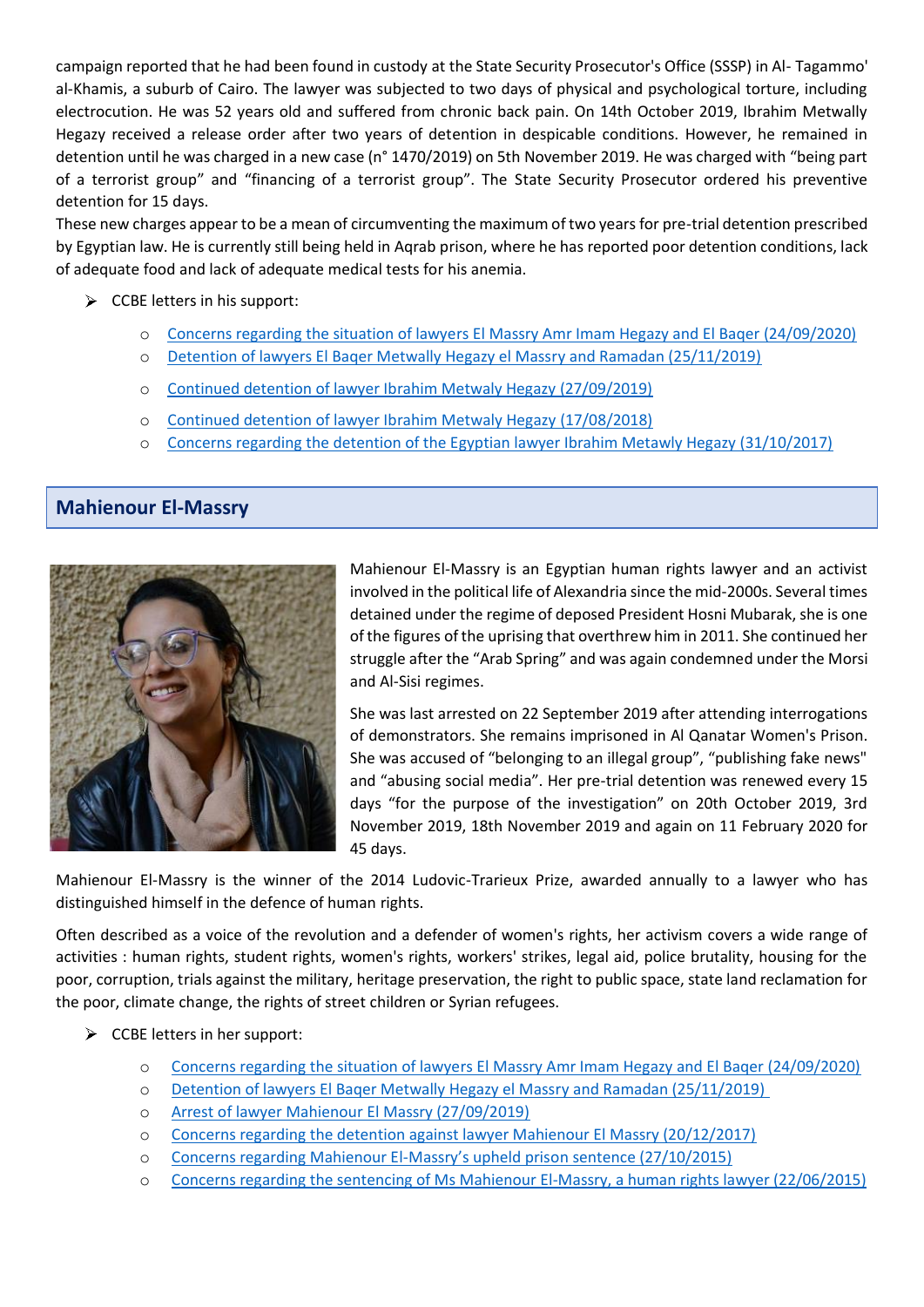campaign reported that he had been found in custody at the State Security Prosecutor's Office (SSSP) in Al- Tagammo' al-Khamis, a suburb of Cairo. The lawyer was subjected to two days of physical and psychological torture, including electrocution. He was 52 years old and suffered from chronic back pain. On 14th October 2019, Ibrahim Metwally Hegazy received a release order after two years of detention in despicable conditions. However, he remained in detention until he was charged in a new case (n° 1470/2019) on 5th November 2019. He was charged with "being part of a terrorist group" and "financing of a terrorist group". The State Security Prosecutor ordered his preventive detention for 15 days.
These new charges appear to be a mean of circumventing the maximum of two years for pre-trial detention prescribed by Egyptian law. He is currently still being held in Aqrab prison, where he has reported poor detention conditions, lack of adequate food and lack of adequate medical tests for his anemia.

- CCBE letters in his support:
  - Concerns regarding the situation of lawyers El Massry Amr Imam Hegazy and El Baqer (24/09/2020)
  - Detention of lawyers El Baqer Metwally Hegazy el Massry and Ramadan (25/11/2019)
  - Continued detention of lawyer Ibrahim Metwaly Hegazy (27/09/2019)
  - Continued detention of lawyer Ibrahim Metwaly Hegazy (17/08/2018)
  - Concerns regarding the detention of the Egyptian lawyer Ibrahim Metawly Hegazy (31/10/2017)

## Mahienour El-Massry

Mahienour El-Massry is an Egyptian human rights lawyer and an activist involved in the political life of Alexandria since the mid-2000s. Several times detained under the regime of deposed President Hosni Mubarak, she is one of the figures of the uprising that overthrew him in 2011. She continued her struggle after the "Arab Spring" and was again condemned under the Morsi and Al-Sisi regimes.

She was last arrested on 22 September 2019 after attending interrogations of demonstrators. She remains imprisoned in Al Qanatar Women's Prison. She was accused of "belonging to an illegal group", "publishing fake news" and "abusing social media". Her pre-trial detention was renewed every 15 days "for the purpose of the investigation" on 20th October 2019, 3rd November 2019, 18th November 2019 and again on 11 February 2020 for 45 days.

Mahienour El-Massry is the winner of the 2014 Ludovic-Trarieux Prize, awarded annually to a lawyer who has distinguished himself in the defence of human rights.

Often described as a voice of the revolution and a defender of women's rights, her activism covers a wide range of activities : human rights, student rights, women's rights, workers' strikes, legal aid, police brutality, housing for the poor, corruption, trials against the military, heritage preservation, the right to public space, state land reclamation for the poor, climate change, the rights of street children or Syrian refugees.

- CCBE letters in her support:
  - Concerns regarding the situation of lawyers El Massry Amr Imam Hegazy and El Baqer (24/09/2020)
  - Detention of lawyers El Baqer Metwally Hegazy el Massry and Ramadan (25/11/2019)
  - Arrest of lawyer Mahienour El Massry (27/09/2019)
  - Concerns regarding the detention against lawyer Mahienour El Massry (20/12/2017)
  - Concerns regarding Mahienour El-Massry's upheld prison sentence (27/10/2015)
  - Concerns regarding the sentencing of Ms Mahienour El-Massry, a human rights lawyer (22/06/2015)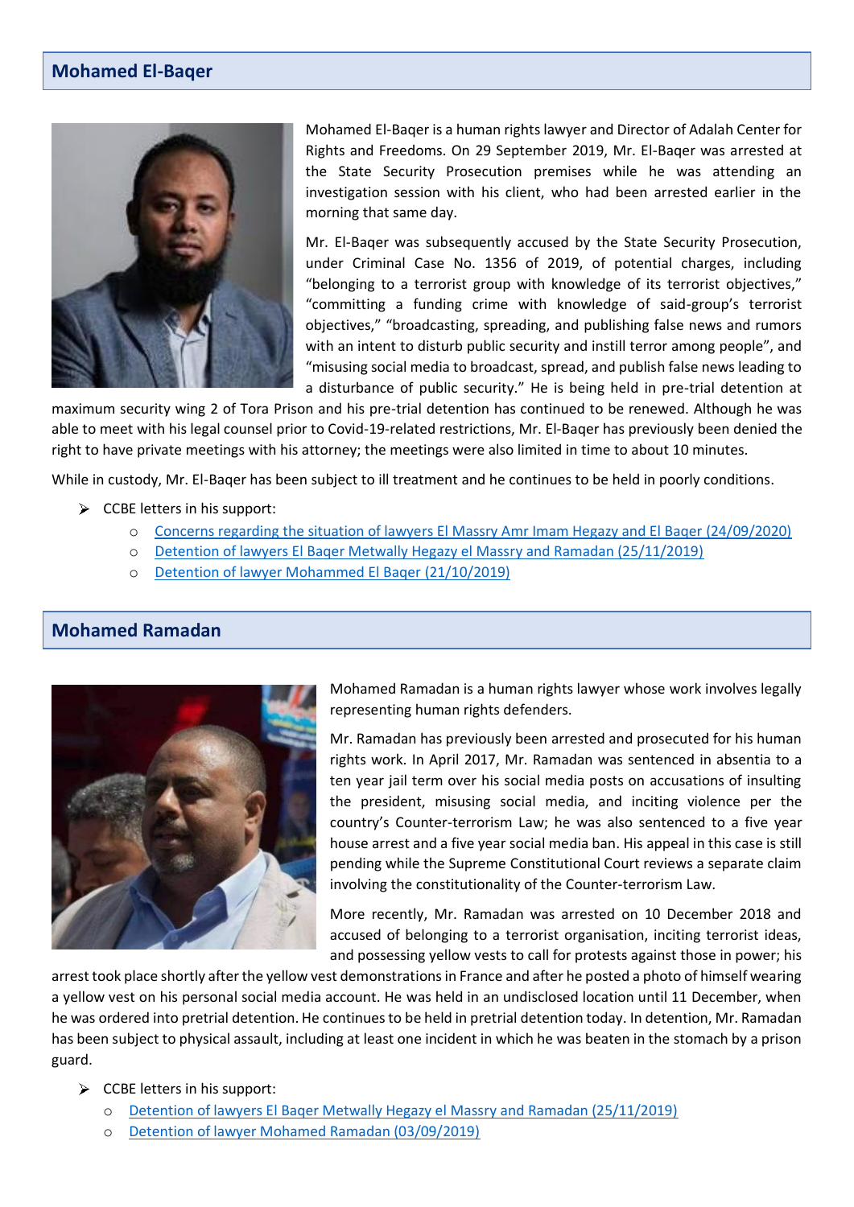## Mohamed El-Baqer

Mohamed El-Baqer is a human rights lawyer and Director of Adalah Center for Rights and Freedoms. On 29 September 2019, Mr. El-Baqer was arrested at the State Security Prosecution premises while he was attending an investigation session with his client, who had been arrested earlier in the morning that same day.

Mr. El-Baqer was subsequently accused by the State Security Prosecution, under Criminal Case No. 1356 of 2019, of potential charges, including "belonging to a terrorist group with knowledge of its terrorist objectives," "committing a funding crime with knowledge of said-group's terrorist objectives," "broadcasting, spreading, and publishing false news and rumors with an intent to disturb public security and instill terror among people", and "misusing social media to broadcast, spread, and publish false news leading to a disturbance of public security." He is being held in pre-trial detention at maximum security wing 2 of Tora Prison and his pre-trial detention has continued to be renewed. Although he was able to meet with his legal counsel prior to Covid-19-related restrictions, Mr. El-Baqer has previously been denied the right to have private meetings with his attorney; the meetings were also limited in time to about 10 minutes.

While in custody, Mr. El-Baqer has been subject to ill treatment and he continues to be held in poorly conditions.

- CCBE letters in his support:
  - Concerns regarding the situation of lawyers El Massry Amr Imam Hegazy and El Baqer (24/09/2020)
  - Detention of lawyers El Baqer Metwally Hegazy el Massry and Ramadan (25/11/2019)
  - Detention of lawyer Mohammed El Baqer (21/10/2019)

## Mohamed Ramadan

Mohamed Ramadan is a human rights lawyer whose work involves legally representing human rights defenders.

Mr. Ramadan has previously been arrested and prosecuted for his human rights work. In April 2017, Mr. Ramadan was sentenced in absentia to a ten year jail term over his social media posts on accusations of insulting the president, misusing social media, and inciting violence per the country's Counter-terrorism Law; he was also sentenced to a five year house arrest and a five year social media ban. His appeal in this case is still pending while the Supreme Constitutional Court reviews a separate claim involving the constitutionality of the Counter-terrorism Law.

More recently, Mr. Ramadan was arrested on 10 December 2018 and accused of belonging to a terrorist organisation, inciting terrorist ideas, and possessing yellow vests to call for protests against those in power; his arrest took place shortly after the yellow vest demonstrations in France and after he posted a photo of himself wearing a yellow vest on his personal social media account. He was held in an undisclosed location until 11 December, when he was ordered into pretrial detention. He continues to be held in pretrial detention today. In detention, Mr. Ramadan has been subject to physical assault, including at least one incident in which he was beaten in the stomach by a prison guard.

- CCBE letters in his support:
  - Detention of lawyers El Baqer Metwally Hegazy el Massry and Ramadan (25/11/2019)
  - Detention of lawyer Mohamed Ramadan (03/09/2019)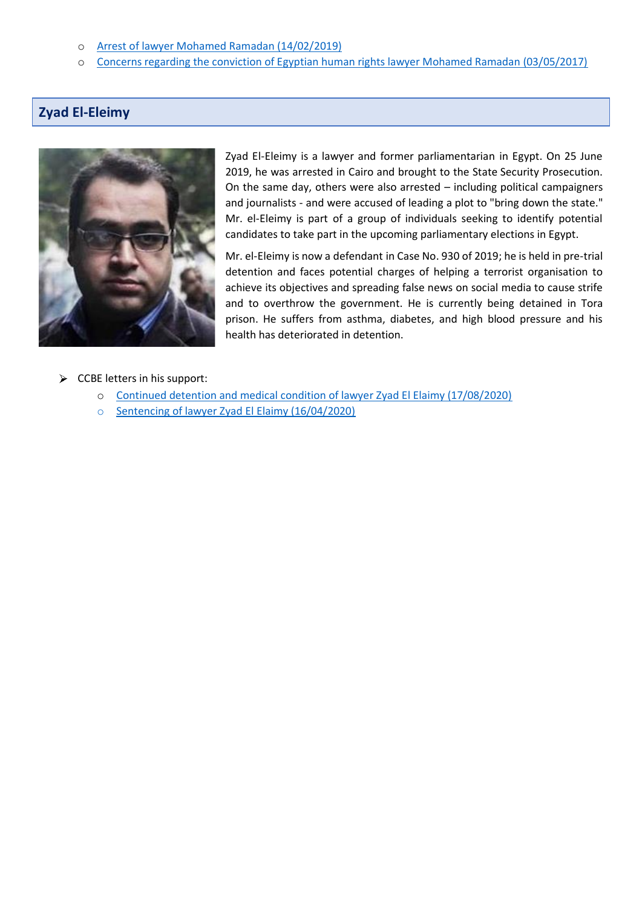- [Arrest of lawyer Mohamed Ramadan (14/02/2019)]
- [Concerns regarding the conviction of Egyptian human rights lawyer Mohamed Ramadan (03/05/2017)]

## Zyad El-Eleimy

Zyad El-Eleimy is a lawyer and former parliamentarian in Egypt. On 25 June 2019, he was arrested in Cairo and brought to the State Security Prosecution. On the same day, others were also arrested – including political campaigners and journalists - and were accused of leading a plot to "bring down the state." Mr. el-Eleimy is part of a group of individuals seeking to identify potential candidates to take part in the upcoming parliamentary elections in Egypt.

Mr. el-Eleimy is now a defendant in Case No. 930 of 2019; he is held in pre-trial detention and faces potential charges of helping a terrorist organisation to achieve its objectives and spreading false news on social media to cause strife and to overthrow the government. He is currently being detained in Tora prison. He suffers from asthma, diabetes, and high blood pressure and his health has deteriorated in detention.

- CCBE letters in his support:
  - Continued detention and medical condition of lawyer Zyad El Elaimy (17/08/2020)
  - Sentencing of lawyer Zyad El Elaimy (16/04/2020)